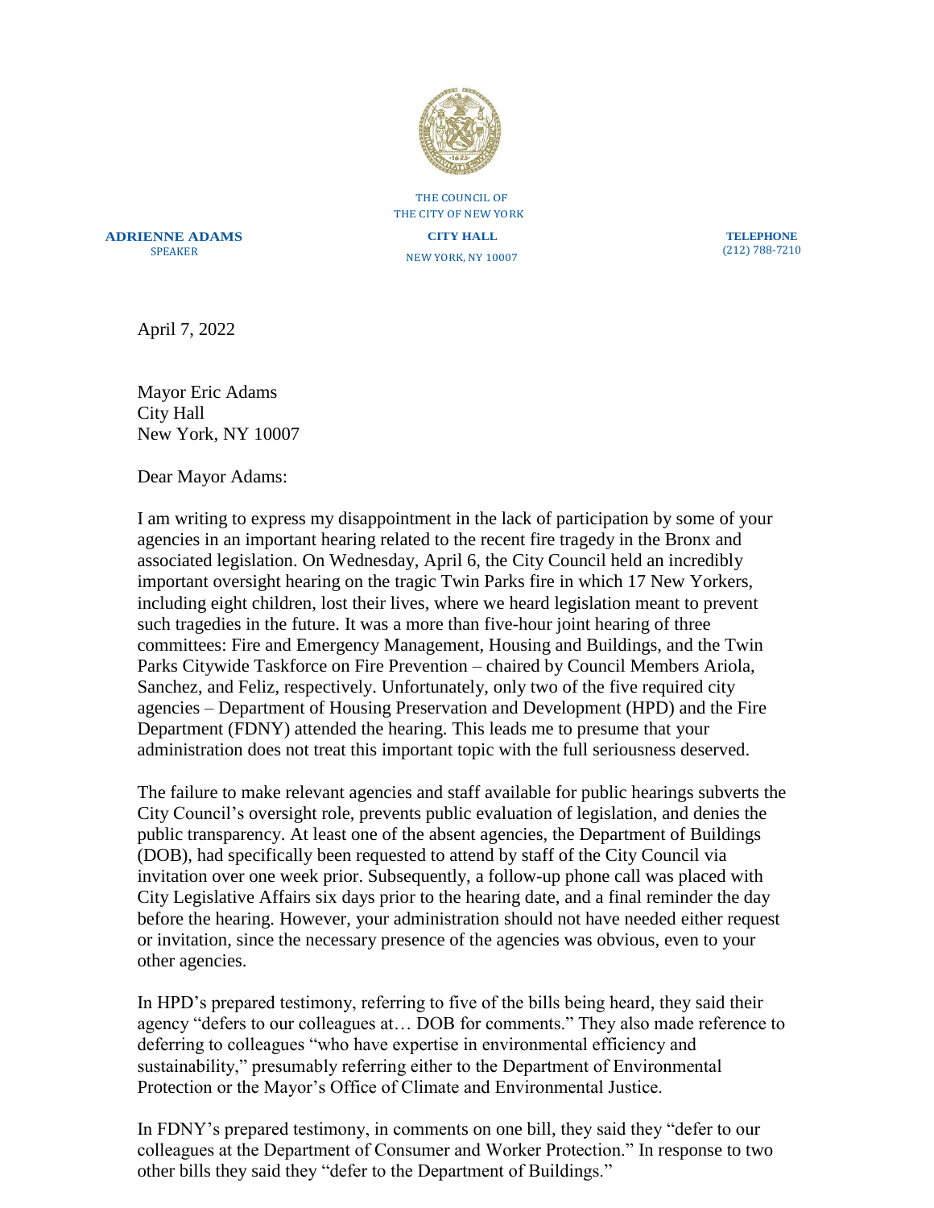THE COUNCIL OF
THE CITY OF NEW YORK

**ADRIENNE ADAMS**
SPEAKER

**CITY HALL**
NEW YORK, NY 10007

**TELEPHONE**
(212) 788-7210

April 7, 2022

Mayor Eric Adams
City Hall
New York, NY 10007

Dear Mayor Adams:

I am writing to express my disappointment in the lack of participation by some of your agencies in an important hearing related to the recent fire tragedy in the Bronx and associated legislation. On Wednesday, April 6, the City Council held an incredibly important oversight hearing on the tragic Twin Parks fire in which 17 New Yorkers, including eight children, lost their lives, where we heard legislation meant to prevent such tragedies in the future. It was a more than five-hour joint hearing of three committees: Fire and Emergency Management, Housing and Buildings, and the Twin Parks Citywide Taskforce on Fire Prevention – chaired by Council Members Ariola, Sanchez, and Feliz, respectively. Unfortunately, only two of the five required city agencies – Department of Housing Preservation and Development (HPD) and the Fire Department (FDNY) attended the hearing. This leads me to presume that your administration does not treat this important topic with the full seriousness deserved.

The failure to make relevant agencies and staff available for public hearings subverts the City Council's oversight role, prevents public evaluation of legislation, and denies the public transparency. At least one of the absent agencies, the Department of Buildings (DOB), had specifically been requested to attend by staff of the City Council via invitation over one week prior. Subsequently, a follow-up phone call was placed with City Legislative Affairs six days prior to the hearing date, and a final reminder the day before the hearing. However, your administration should not have needed either request or invitation, since the necessary presence of the agencies was obvious, even to your other agencies.

In HPD's prepared testimony, referring to five of the bills being heard, they said their agency "defers to our colleagues at… DOB for comments." They also made reference to deferring to colleagues "who have expertise in environmental efficiency and sustainability," presumably referring either to the Department of Environmental Protection or the Mayor's Office of Climate and Environmental Justice.

In FDNY's prepared testimony, in comments on one bill, they said they "defer to our colleagues at the Department of Consumer and Worker Protection." In response to two other bills they said they "defer to the Department of Buildings."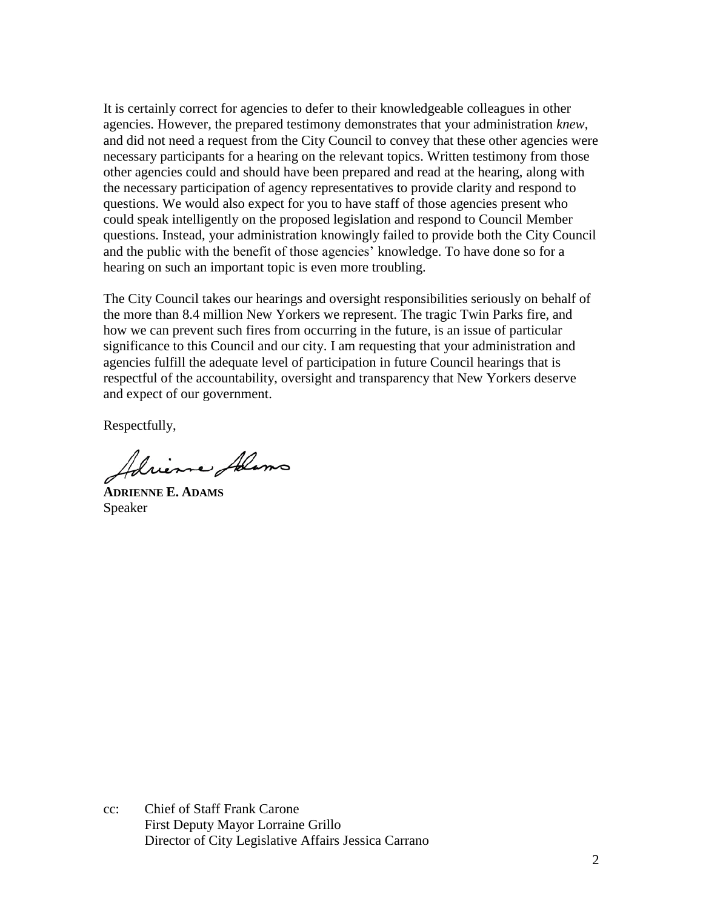It is certainly correct for agencies to defer to their knowledgeable colleagues in other agencies. However, the prepared testimony demonstrates that your administration *knew*, and did not need a request from the City Council to convey that these other agencies were necessary participants for a hearing on the relevant topics. Written testimony from those other agencies could and should have been prepared and read at the hearing, along with the necessary participation of agency representatives to provide clarity and respond to questions. We would also expect for you to have staff of those agencies present who could speak intelligently on the proposed legislation and respond to Council Member questions. Instead, your administration knowingly failed to provide both the City Council and the public with the benefit of those agencies' knowledge. To have done so for a hearing on such an important topic is even more troubling.

The City Council takes our hearings and oversight responsibilities seriously on behalf of the more than 8.4 million New Yorkers we represent. The tragic Twin Parks fire, and how we can prevent such fires from occurring in the future, is an issue of particular significance to this Council and our city. I am requesting that your administration and agencies fulfill the adequate level of participation in future Council hearings that is respectful of the accountability, oversight and transparency that New Yorkers deserve and expect of our government.

Respectfully,

Adrienne Adams

**ADRIENNE E. ADAMS**
Speaker

cc: Chief of Staff Frank Carone
First Deputy Mayor Lorraine Grillo
Director of City Legislative Affairs Jessica Carrano